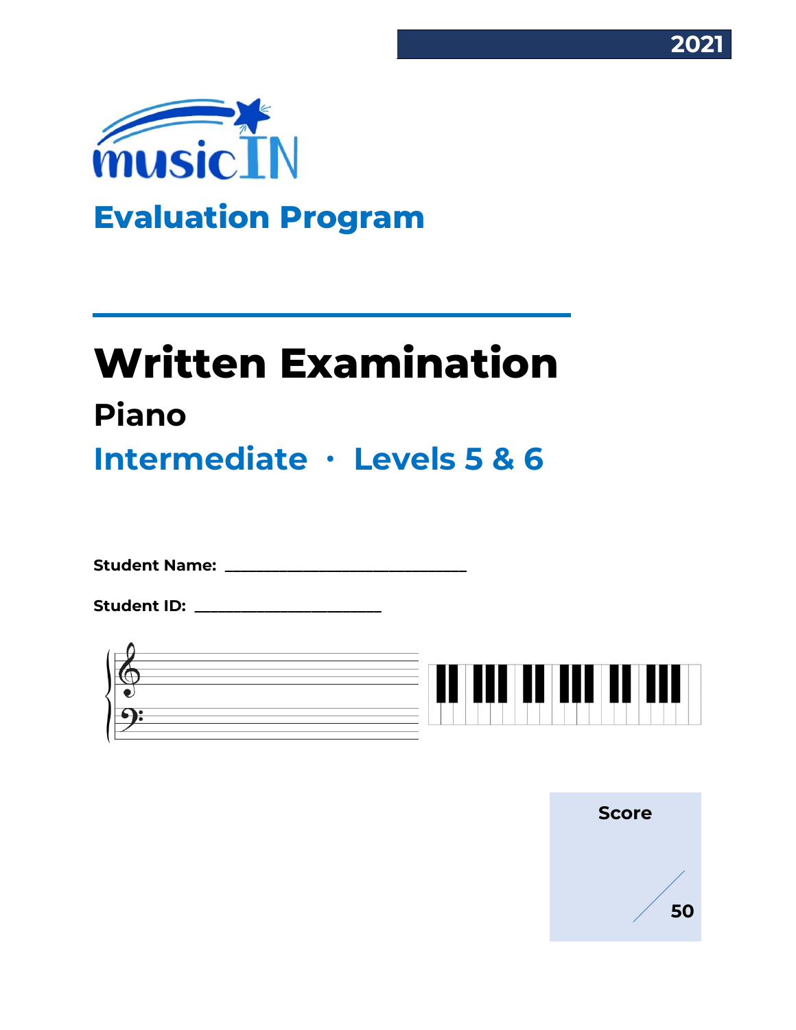2021

musicIN

## Evaluation Program

# Written Examination

## Piano

## Intermediate · Levels 5 & 6

**Student Name:** ________________________________

**Student ID:** _________________________

**Score**

/ 50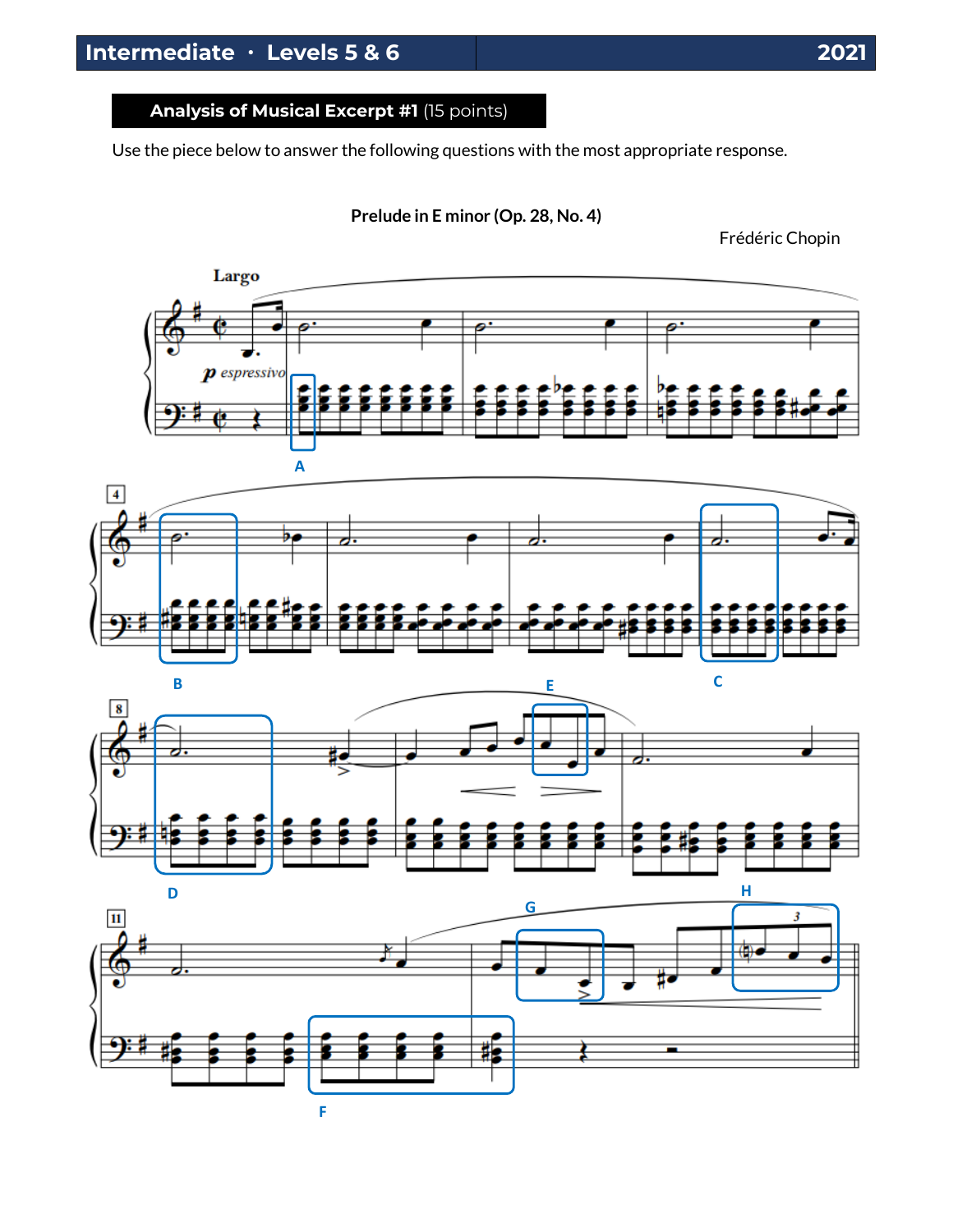## Analysis of Musical Excerpt #1 (15 points)

Use the piece below to answer the following questions with the most appropriate response.

**Prelude in E minor (Op. 28, No. 4)**

Frédéric Chopin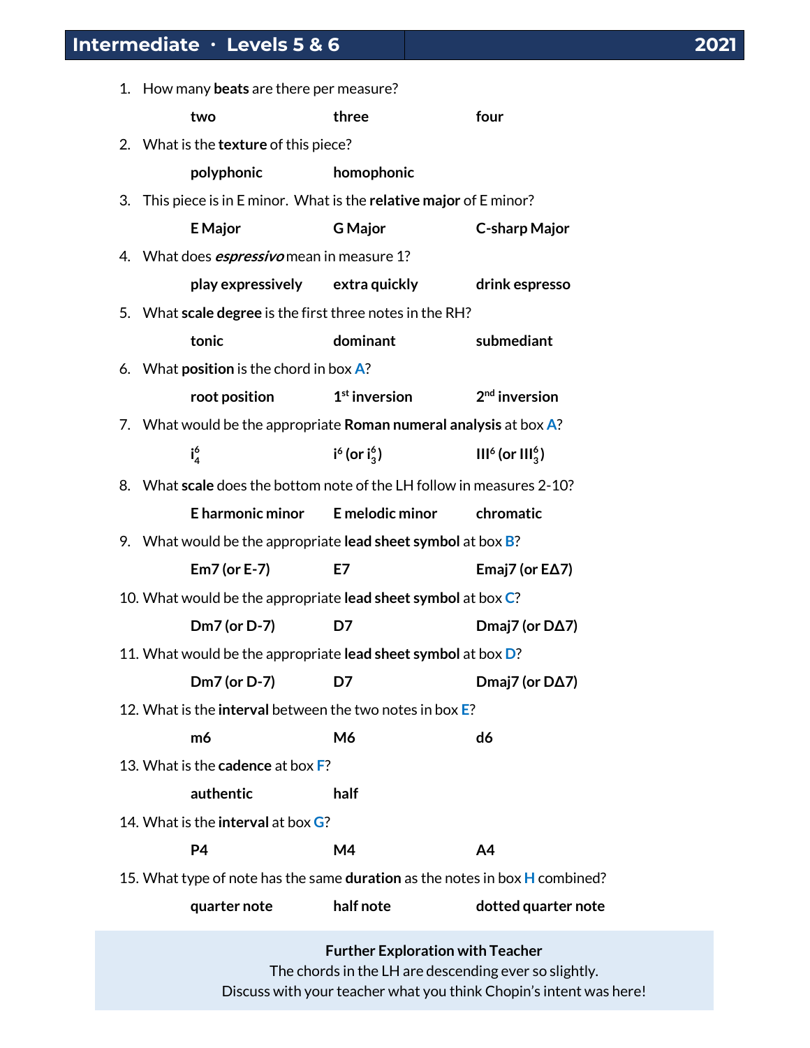## Intermediate · Levels 5 & 6 — 2021

1. How many **beats** are there per measure?

   **two** **three** **four**

2. What is the **texture** of this piece?

   **polyphonic** **homophonic**

3. This piece is in E minor. What is the **relative major** of E minor?

   **E Major** **G Major** **C-sharp Major**

4. What does ***espressivo*** mean in measure 1?

   **play expressively** **extra quickly** **drink espresso**

5. What **scale degree** is the first three notes in the RH?

   **tonic** **dominant** **submediant**

6. What **position** is the chord in box **A**?

   **root position** **1st inversion** **2nd inversion**

7. What would be the appropriate **Roman numeral analysis** at box **A**?

   $\mathbf{i^6_4}$ $\mathbf{i^6}$ **(or** $\mathbf{i^6_3}$**)** $\mathbf{III^6}$ **(or** $\mathbf{III^6_3}$**)**

8. What **scale** does the bottom note of the LH follow in measures 2-10?

   **E harmonic minor** **E melodic minor** **chromatic**

9. What would be the appropriate **lead sheet symbol** at box **B**?

   **Em7 (or E-7)** **E7** **Emaj7 (or EΔ7)**

10. What would be the appropriate **lead sheet symbol** at box **C**?

    **Dm7 (or D-7)** **D7** **Dmaj7 (or DΔ7)**

11. What would be the appropriate **lead sheet symbol** at box **D**?

    **Dm7 (or D-7)** **D7** **Dmaj7 (or DΔ7)**

12. What is the **interval** between the two notes in box **E**?

    **m6** **M6** **d6**

13. What is the **cadence** at box **F**?

    **authentic** **half**

14. What is the **interval** at box **G**?

    **P4** **M4** **A4**

15. What type of note has the same **duration** as the notes in box **H** combined?

    **quarter note** **half note** **dotted quarter note**

**Further Exploration with Teacher**

The chords in the LH are descending ever so slightly.
Discuss with your teacher what you think Chopin's intent was here!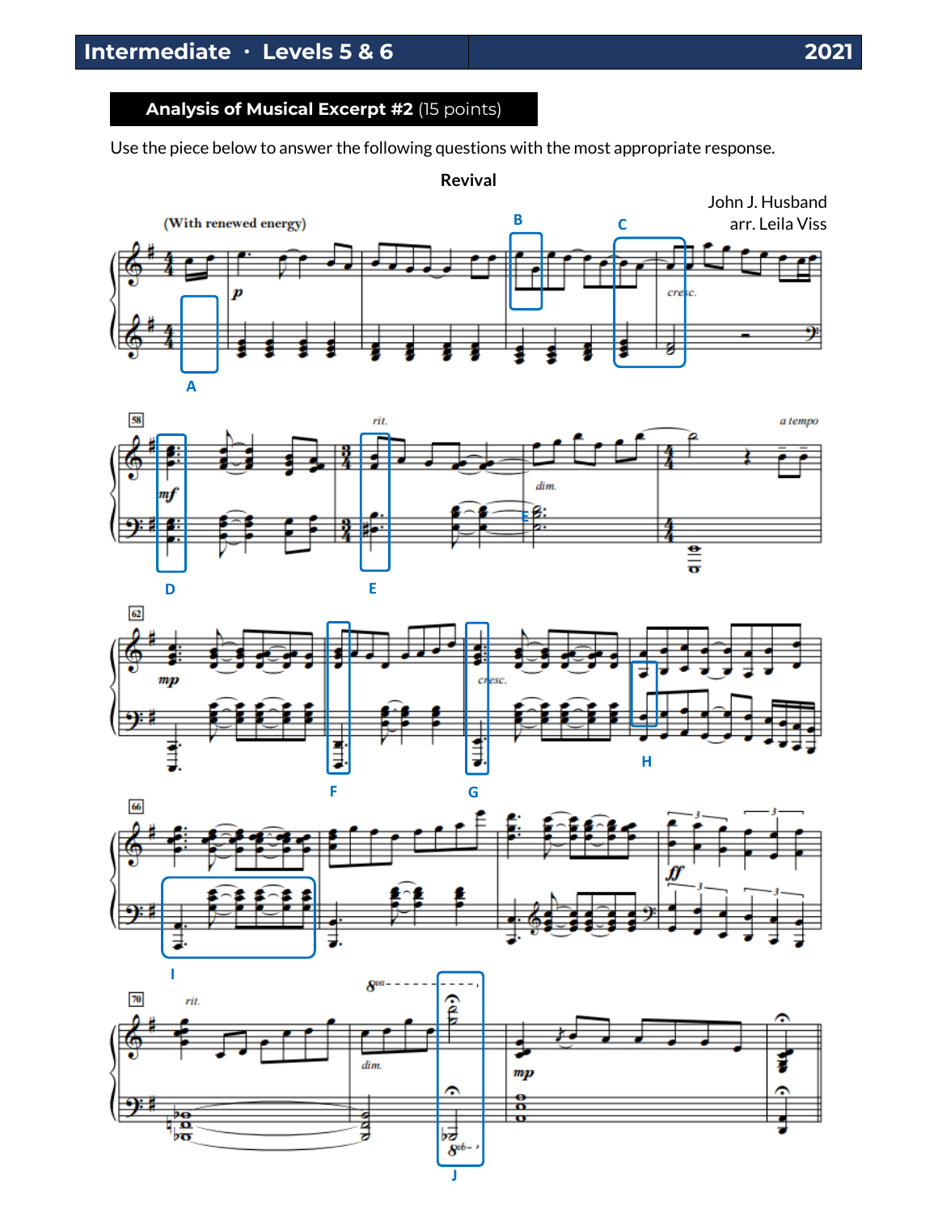## Analysis of Musical Excerpt #2 (15 points)

Use the piece below to answer the following questions with the most appropriate response.

**Revival**

John J. Husband
arr. Leila Viss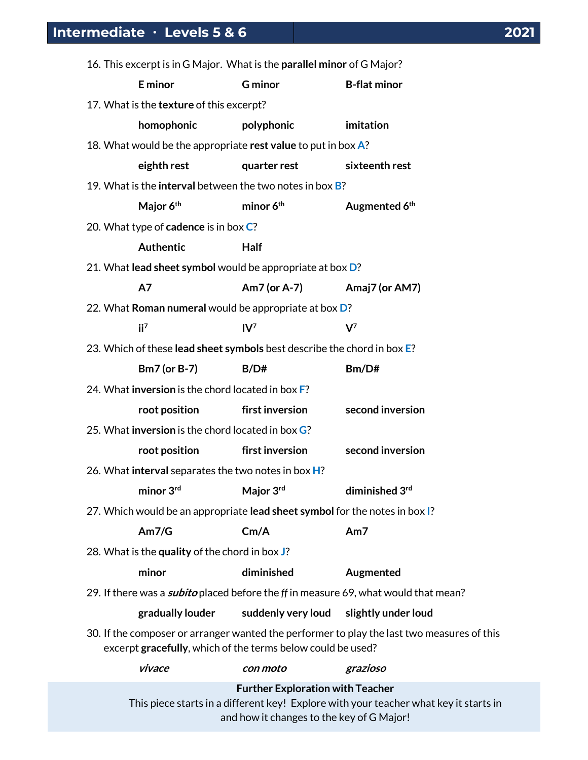16. This excerpt is in G Major. What is the **parallel minor** of G Major?

    **E minor** **G minor** **B-flat minor**

17. What is the **texture** of this excerpt?

    **homophonic** **polyphonic** **imitation**

18. What would be the appropriate **rest value** to put in box **A**?

    **eighth rest** **quarter rest** **sixteenth rest**

19. What is the **interval** between the two notes in box **B**?

    **Major 6th** **minor 6th** **Augmented 6th**

20. What type of **cadence** is in box **C**?

    **Authentic** **Half**

21. What **lead sheet symbol** would be appropriate at box **D**?

    **A7** **Am7 (or A-7)** **Amaj7 (or AM7)**

22. What **Roman numeral** would be appropriate at box **D**?

    **$ii^7$** **$IV^7$** **$V^7$**

23. Which of these **lead sheet symbols** best describe the chord in box **E**?

    **Bm7 (or B-7)** **B/D#** **Bm/D#**

24. What **inversion** is the chord located in box **F**?

    **root position** **first inversion** **second inversion**

25. What **inversion** is the chord located in box **G**?

    **root position** **first inversion** **second inversion**

26. What **interval** separates the two notes in box **H**?

    **minor 3rd** **Major 3rd** **diminished 3rd**

27. Which would be an appropriate **lead sheet symbol** for the notes in box **I**?

    **Am7/G** **Cm/A** **Am7**

28. What is the **quality** of the chord in box **J**?

    **minor** **diminished** **Augmented**

29. If there was a ***subito*** placed before the *ff* in measure 69, what would that mean?

    **gradually louder** **suddenly very loud** **slightly under loud**

30. If the composer or arranger wanted the performer to play the last two measures of this excerpt **gracefully**, which of the terms below could be used?

    ***vivace*** ***con moto*** ***grazioso***

**Further Exploration with Teacher**

This piece starts in a different key! Explore with your teacher what key it starts in and how it changes to the key of G Major!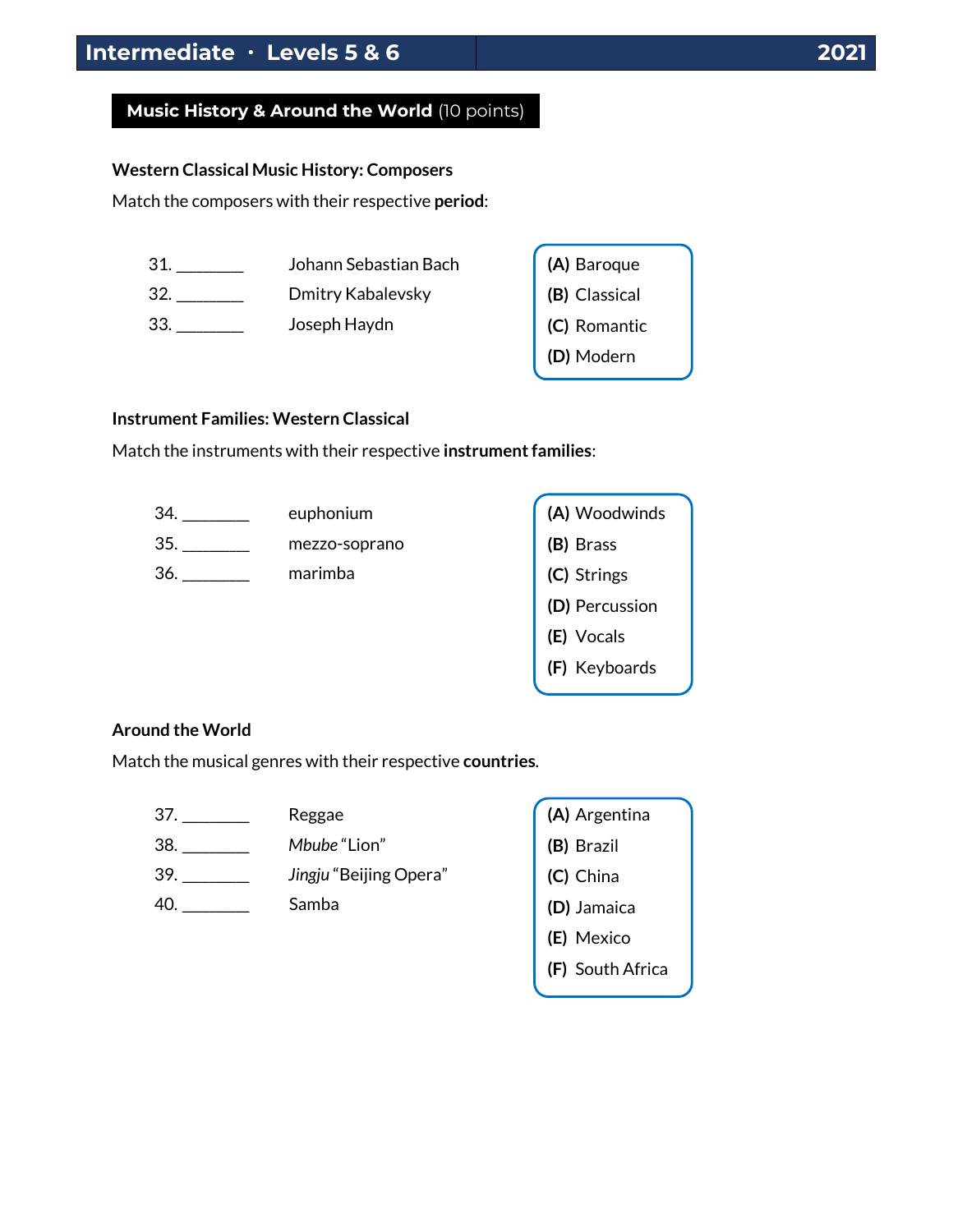## Music History & Around the World (10 points)

### Western Classical Music History: Composers

Match the composers with their respective **period**:

31. ________ Johann Sebastian Bach
32. ________ Dmitry Kabalevsky
33. ________ Joseph Haydn

**(A)** Baroque
**(B)** Classical
**(C)** Romantic
**(D)** Modern

### Instrument Families: Western Classical

Match the instruments with their respective **instrument families**:

34. ________ euphonium
35. ________ mezzo-soprano
36. ________ marimba

**(A)** Woodwinds
**(B)** Brass
**(C)** Strings
**(D)** Percussion
**(E)** Vocals
**(F)** Keyboards

### Around the World

Match the musical genres with their respective **countries**.

37. ________ Reggae
38. ________ *Mbube* "Lion"
39. ________ *Jingju* "Beijing Opera"
40. ________ Samba

**(A)** Argentina
**(B)** Brazil
**(C)** China
**(D)** Jamaica
**(E)** Mexico
**(F)** South Africa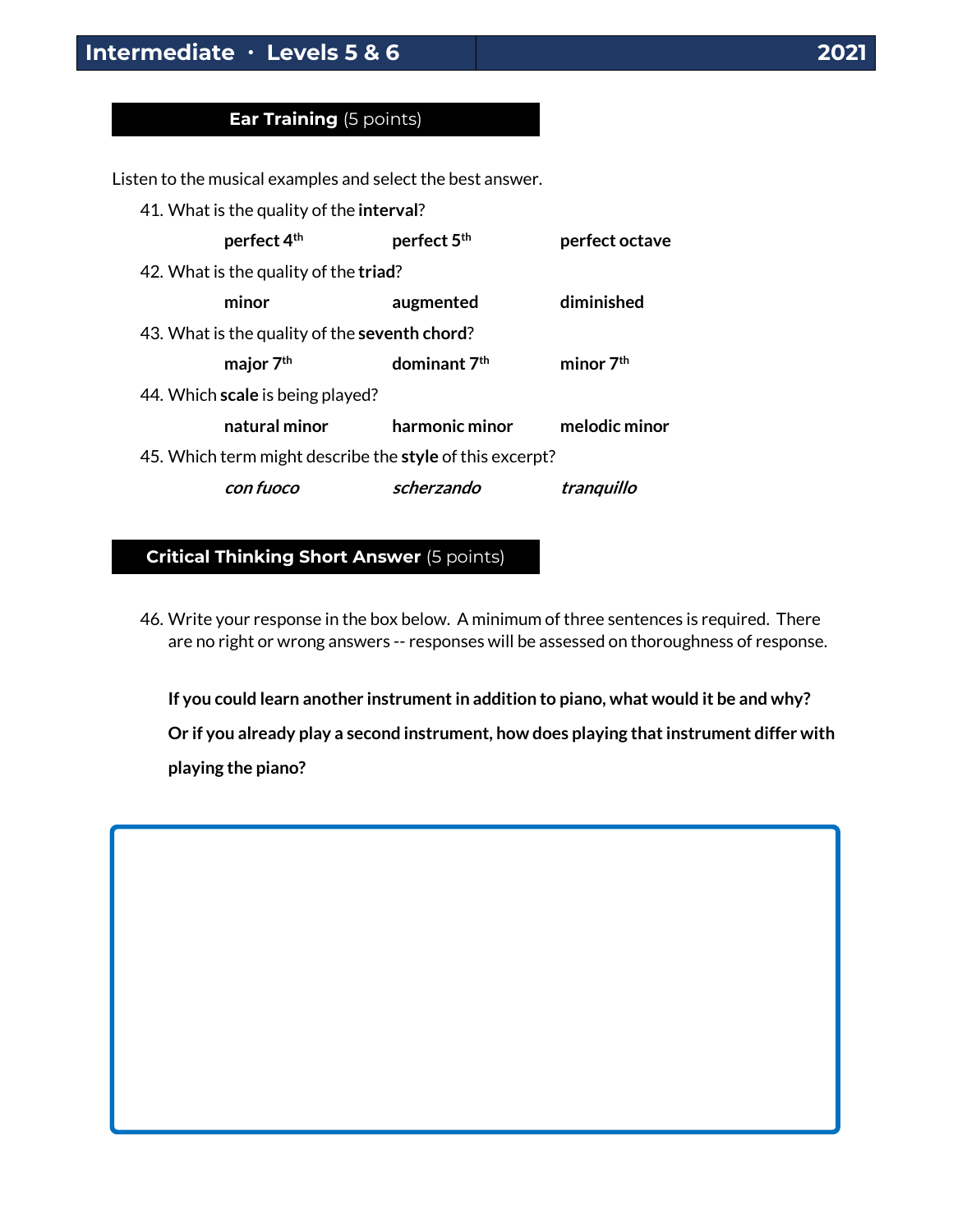## Ear Training (5 points)

Listen to the musical examples and select the best answer.

41. What is the quality of the **interval**?

 **perfect 4th** **perfect 5th** **perfect octave**

42. What is the quality of the **triad**?

 **minor** **augmented** **diminished**

43. What is the quality of the **seventh chord**?

 **major 7th** **dominant 7th** **minor 7th**

44. Which **scale** is being played?

 **natural minor** **harmonic minor** **melodic minor**

45. Which term might describe the **style** of this excerpt?

 ***con fuoco*** ***scherzando*** ***tranquillo***

## Critical Thinking Short Answer (5 points)

46. Write your response in the box below. A minimum of three sentences is required. There are no right or wrong answers -- responses will be assessed on thoroughness of response.

 **If you could learn another instrument in addition to piano, what would it be and why?**

 **Or if you already play a second instrument, how does playing that instrument differ with playing the piano?**